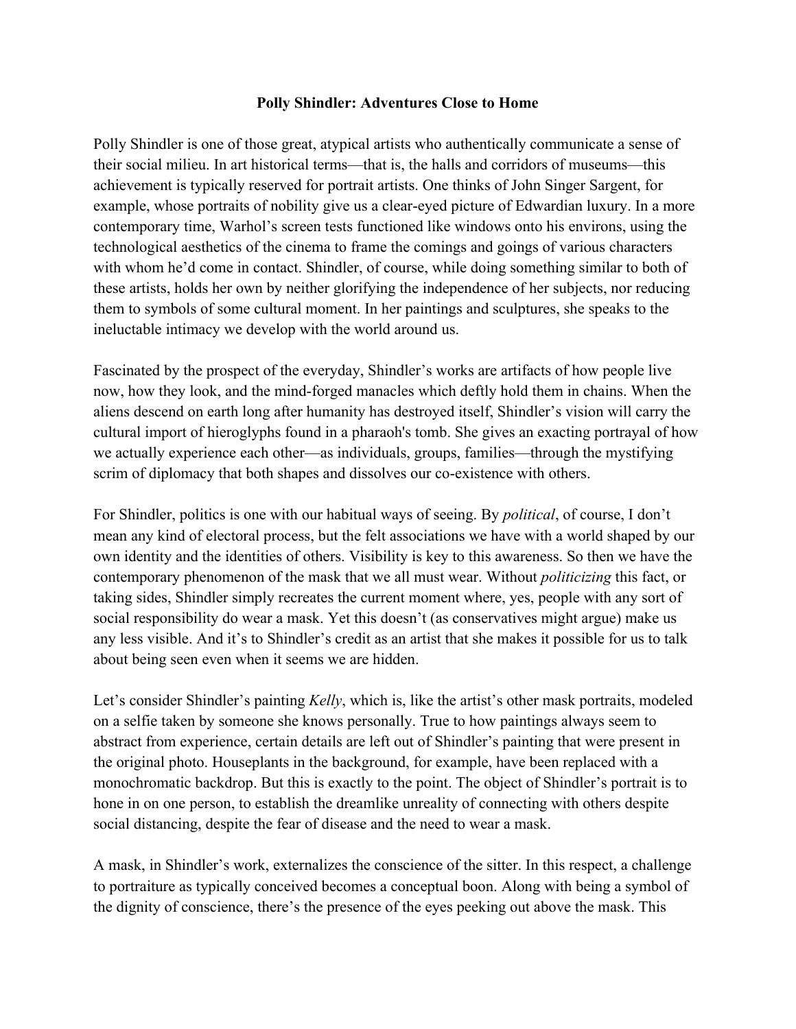**Polly Shindler: Adventures Close to Home**

Polly Shindler is one of those great, atypical artists who authentically communicate a sense of their social milieu. In art historical terms—that is, the halls and corridors of museums—this achievement is typically reserved for portrait artists. One thinks of John Singer Sargent, for example, whose portraits of nobility give us a clear-eyed picture of Edwardian luxury. In a more contemporary time, Warhol's screen tests functioned like windows onto his environs, using the technological aesthetics of the cinema to frame the comings and goings of various characters with whom he'd come in contact. Shindler, of course, while doing something similar to both of these artists, holds her own by neither glorifying the independence of her subjects, nor reducing them to symbols of some cultural moment. In her paintings and sculptures, she speaks to the ineluctable intimacy we develop with the world around us.

Fascinated by the prospect of the everyday, Shindler's works are artifacts of how people live now, how they look, and the mind-forged manacles which deftly hold them in chains. When the aliens descend on earth long after humanity has destroyed itself, Shindler's vision will carry the cultural import of hieroglyphs found in a pharaoh's tomb. She gives an exacting portrayal of how we actually experience each other—as individuals, groups, families—through the mystifying scrim of diplomacy that both shapes and dissolves our co-existence with others.

For Shindler, politics is one with our habitual ways of seeing. By *political*, of course, I don't mean any kind of electoral process, but the felt associations we have with a world shaped by our own identity and the identities of others. Visibility is key to this awareness. So then we have the contemporary phenomenon of the mask that we all must wear. Without *politicizing* this fact, or taking sides, Shindler simply recreates the current moment where, yes, people with any sort of social responsibility do wear a mask. Yet this doesn't (as conservatives might argue) make us any less visible. And it's to Shindler's credit as an artist that she makes it possible for us to talk about being seen even when it seems we are hidden.

Let's consider Shindler's painting *Kelly*, which is, like the artist's other mask portraits, modeled on a selfie taken by someone she knows personally. True to how paintings always seem to abstract from experience, certain details are left out of Shindler's painting that were present in the original photo. Houseplants in the background, for example, have been replaced with a monochromatic backdrop. But this is exactly to the point. The object of Shindler's portrait is to hone in on one person, to establish the dreamlike unreality of connecting with others despite social distancing, despite the fear of disease and the need to wear a mask.

A mask, in Shindler's work, externalizes the conscience of the sitter. In this respect, a challenge to portraiture as typically conceived becomes a conceptual boon. Along with being a symbol of the dignity of conscience, there's the presence of the eyes peeking out above the mask. This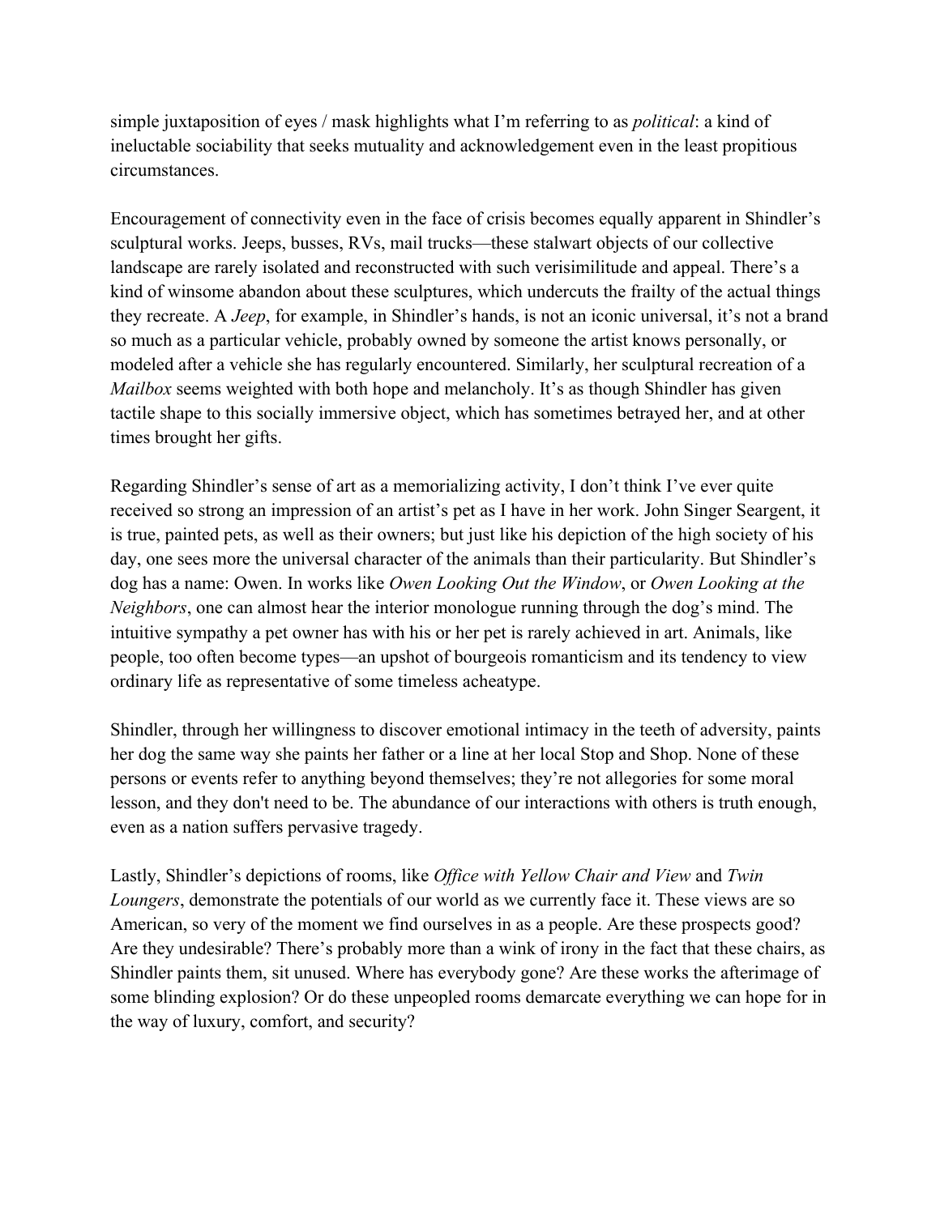simple juxtaposition of eyes / mask highlights what I'm referring to as *political*: a kind of ineluctable sociability that seeks mutuality and acknowledgement even in the least propitious circumstances.

Encouragement of connectivity even in the face of crisis becomes equally apparent in Shindler's sculptural works. Jeeps, busses, RVs, mail trucks—these stalwart objects of our collective landscape are rarely isolated and reconstructed with such verisimilitude and appeal. There's a kind of winsome abandon about these sculptures, which undercuts the frailty of the actual things they recreate. A *Jeep*, for example, in Shindler's hands, is not an iconic universal, it's not a brand so much as a particular vehicle, probably owned by someone the artist knows personally, or modeled after a vehicle she has regularly encountered. Similarly, her sculptural recreation of a *Mailbox* seems weighted with both hope and melancholy. It's as though Shindler has given tactile shape to this socially immersive object, which has sometimes betrayed her, and at other times brought her gifts.

Regarding Shindler's sense of art as a memorializing activity, I don't think I've ever quite received so strong an impression of an artist's pet as I have in her work. John Singer Seargent, it is true, painted pets, as well as their owners; but just like his depiction of the high society of his day, one sees more the universal character of the animals than their particularity. But Shindler's dog has a name: Owen. In works like *Owen Looking Out the Window*, or *Owen Looking at the Neighbors*, one can almost hear the interior monologue running through the dog's mind. The intuitive sympathy a pet owner has with his or her pet is rarely achieved in art. Animals, like people, too often become types—an upshot of bourgeois romanticism and its tendency to view ordinary life as representative of some timeless acheatype.

Shindler, through her willingness to discover emotional intimacy in the teeth of adversity, paints her dog the same way she paints her father or a line at her local Stop and Shop. None of these persons or events refer to anything beyond themselves; they're not allegories for some moral lesson, and they don't need to be. The abundance of our interactions with others is truth enough, even as a nation suffers pervasive tragedy.

Lastly, Shindler's depictions of rooms, like *Office with Yellow Chair and View* and *Twin Loungers*, demonstrate the potentials of our world as we currently face it. These views are so American, so very of the moment we find ourselves in as a people. Are these prospects good? Are they undesirable? There's probably more than a wink of irony in the fact that these chairs, as Shindler paints them, sit unused. Where has everybody gone? Are these works the afterimage of some blinding explosion? Or do these unpeopled rooms demarcate everything we can hope for in the way of luxury, comfort, and security?